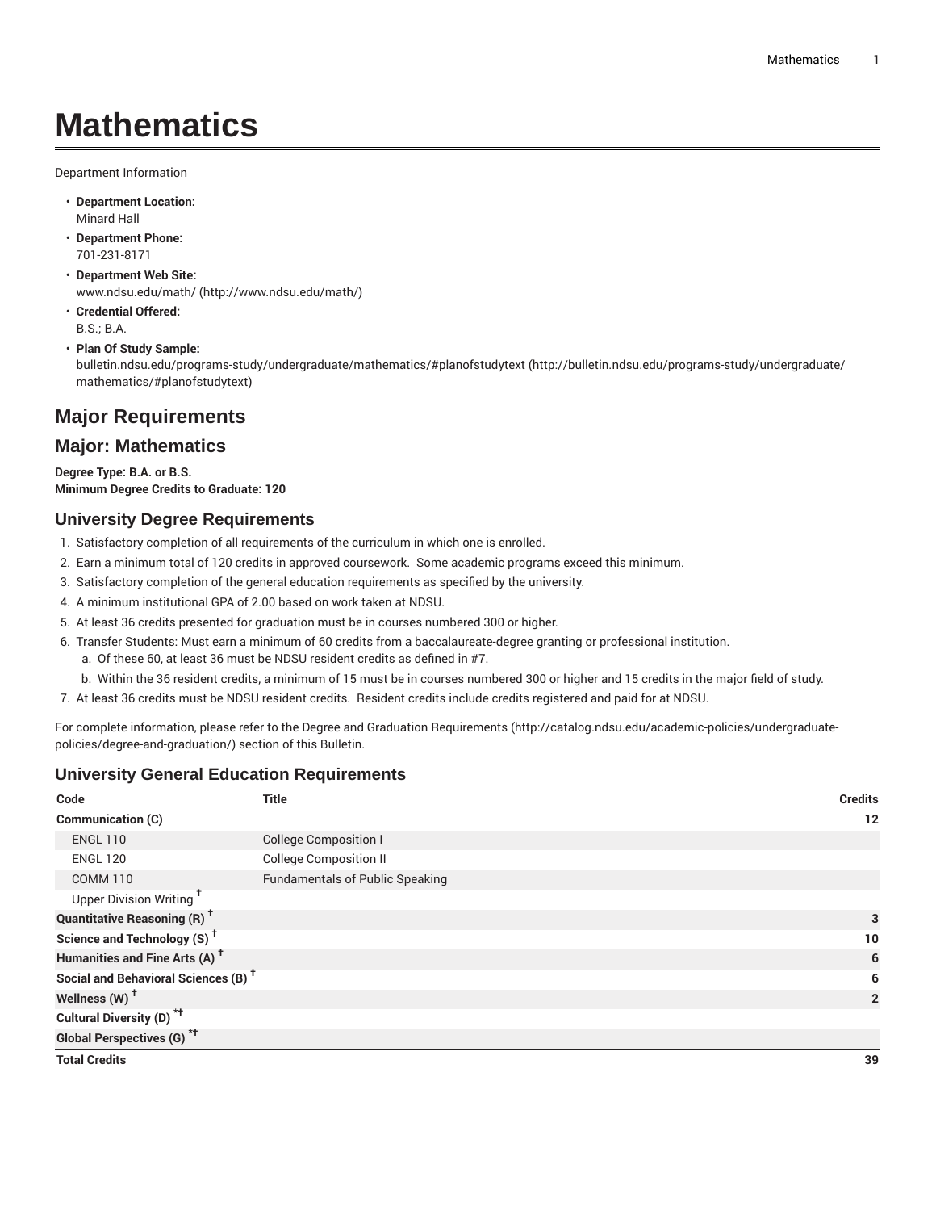# Mathematics

Department Information

- **Department Location:**
  Minard Hall
- **Department Phone:**
  701-231-8171
- **Department Web Site:**
  www.ndsu.edu/math/ (http://www.ndsu.edu/math/)
- **Credential Offered:**
  B.S.; B.A.
- **Plan Of Study Sample:**
  bulletin.ndsu.edu/programs-study/undergraduate/mathematics/#planofstudytext (http://bulletin.ndsu.edu/programs-study/undergraduate/mathematics/#planofstudytext)

## Major Requirements

## Major: Mathematics

**Degree Type: B.A. or B.S.**
**Minimum Degree Credits to Graduate: 120**

### University Degree Requirements

1. Satisfactory completion of all requirements of the curriculum in which one is enrolled.
2. Earn a minimum total of 120 credits in approved coursework. Some academic programs exceed this minimum.
3. Satisfactory completion of the general education requirements as specified by the university.
4. A minimum institutional GPA of 2.00 based on work taken at NDSU.
5. At least 36 credits presented for graduation must be in courses numbered 300 or higher.
6. Transfer Students: Must earn a minimum of 60 credits from a baccalaureate-degree granting or professional institution.
   a. Of these 60, at least 36 must be NDSU resident credits as defined in #7.
   b. Within the 36 resident credits, a minimum of 15 must be in courses numbered 300 or higher and 15 credits in the major field of study.
7. At least 36 credits must be NDSU resident credits. Resident credits include credits registered and paid for at NDSU.

For complete information, please refer to the Degree and Graduation Requirements (http://catalog.ndsu.edu/academic-policies/undergraduate-policies/degree-and-graduation/) section of this Bulletin.

### University General Education Requirements

| Code | Title | Credits |
|---|---|---|
| **Communication (C)** | | **12** |
| ENGL 110 | College Composition I | |
| ENGL 120 | College Composition II | |
| COMM 110 | Fundamentals of Public Speaking | |
| Upper Division Writing † | | |
| **Quantitative Reasoning (R) †** | | **3** |
| **Science and Technology (S) †** | | **10** |
| **Humanities and Fine Arts (A) †** | | **6** |
| **Social and Behavioral Sciences (B) †** | | **6** |
| **Wellness (W) †** | | **2** |
| **Cultural Diversity (D) *†** | | |
| **Global Perspectives (G) *†** | | |
| **Total Credits** | | **39** |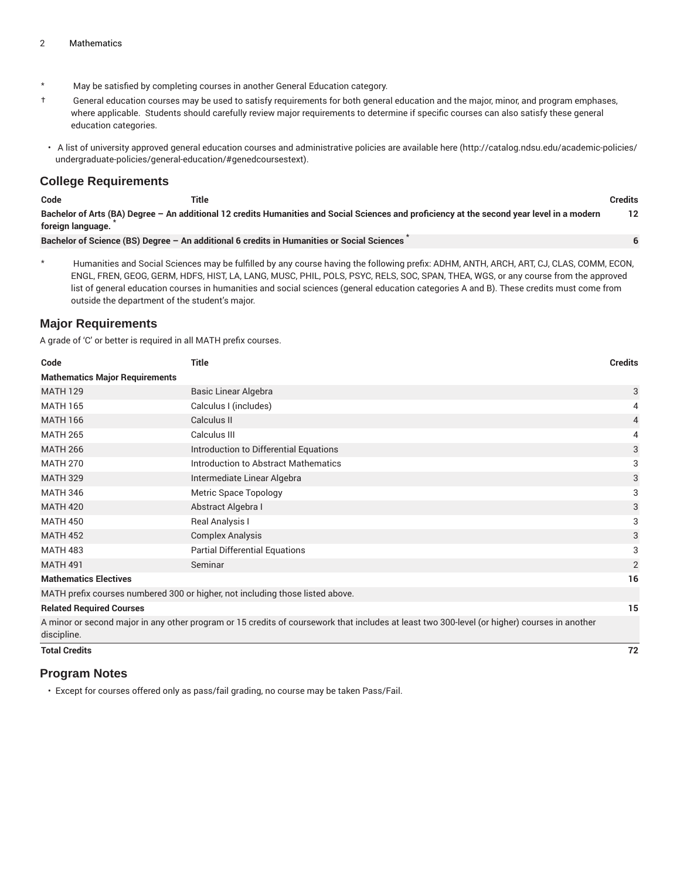\* May be satisfied by completing courses in another General Education category.

† General education courses may be used to satisfy requirements for both general education and the major, minor, and program emphases, where applicable. Students should carefully review major requirements to determine if specific courses can also satisfy these general education categories.

- A list of university approved general education courses and administrative policies are available here (http://catalog.ndsu.edu/academic-policies/undergraduate-policies/general-education/#genedcoursestext).

## College Requirements

| Code | Title | Credits |
|---|---|---|
| **Bachelor of Arts (BA) Degree – An additional 12 credits Humanities and Social Sciences and proficiency at the second year level in a modern foreign language. \*** | | **12** |
| **Bachelor of Science (BS) Degree – An additional 6 credits in Humanities or Social Sciences \*** | | **6** |

\* Humanities and Social Sciences may be fulfilled by any course having the following prefix: ADHM, ANTH, ARCH, ART, CJ, CLAS, COMM, ECON, ENGL, FREN, GEOG, GERM, HDFS, HIST, LA, LANG, MUSC, PHIL, POLS, PSYC, RELS, SOC, SPAN, THEA, WGS, or any course from the approved list of general education courses in humanities and social sciences (general education categories A and B). These credits must come from outside the department of the student's major.

## Major Requirements

A grade of 'C' or better is required in all MATH prefix courses.

| Code | Title | Credits |
|---|---|---|
| **Mathematics Major Requirements** | | |
| MATH 129 | Basic Linear Algebra | 3 |
| MATH 165 | Calculus I (includes) | 4 |
| MATH 166 | Calculus II | 4 |
| MATH 265 | Calculus III | 4 |
| MATH 266 | Introduction to Differential Equations | 3 |
| MATH 270 | Introduction to Abstract Mathematics | 3 |
| MATH 329 | Intermediate Linear Algebra | 3 |
| MATH 346 | Metric Space Topology | 3 |
| MATH 420 | Abstract Algebra I | 3 |
| MATH 450 | Real Analysis I | 3 |
| MATH 452 | Complex Analysis | 3 |
| MATH 483 | Partial Differential Equations | 3 |
| MATH 491 | Seminar | 2 |
| **Mathematics Electives** | | **16** |
| MATH prefix courses numbered 300 or higher, not including those listed above. | | |
| **Related Required Courses** | | **15** |
| A minor or second major in any other program or 15 credits of coursework that includes at least two 300-level (or higher) courses in another discipline. | | |
| **Total Credits** | | **72** |

## Program Notes

- Except for courses offered only as pass/fail grading, no course may be taken Pass/Fail.